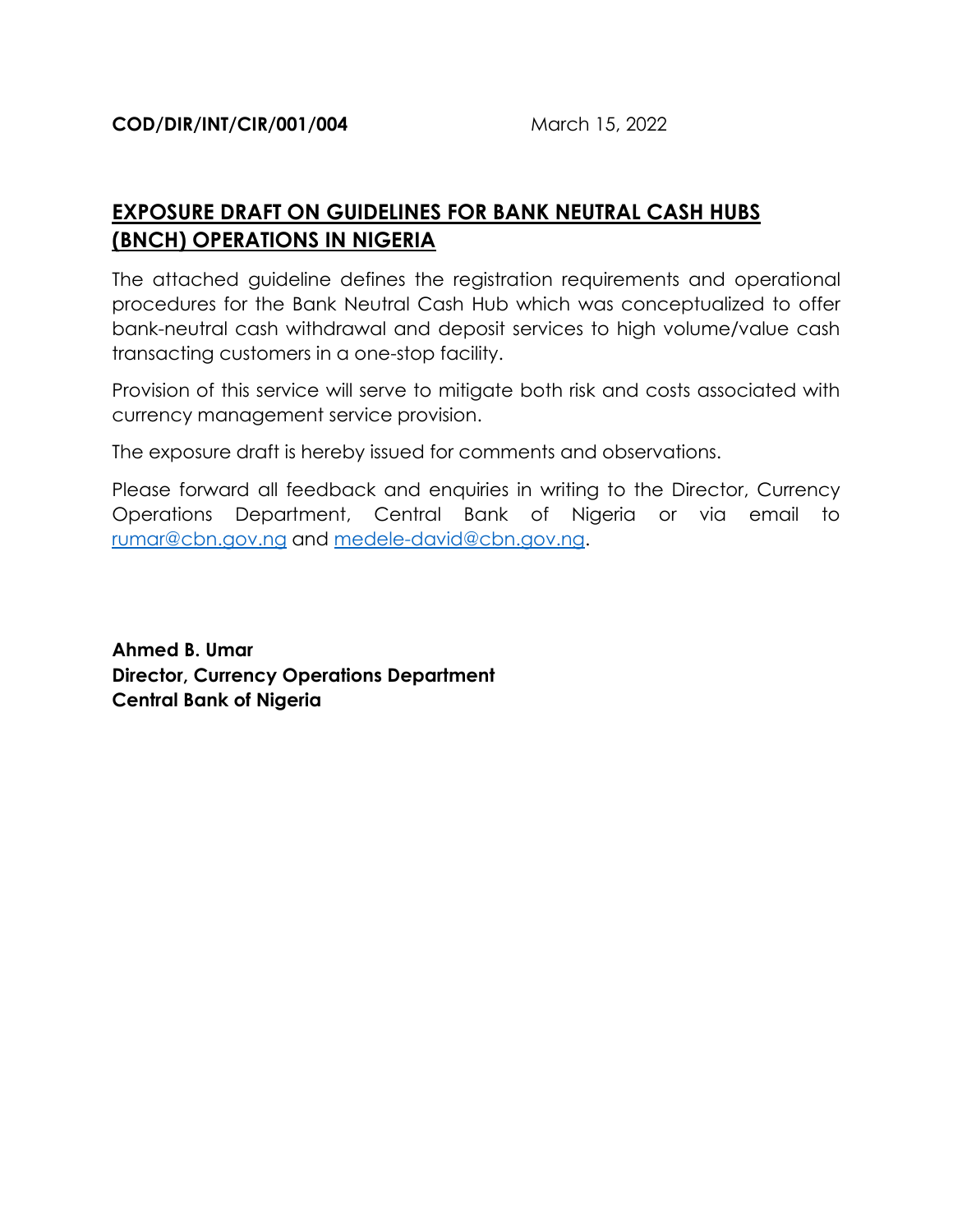**COD/DIR/INT/CIR/001/004** March 15, 2022

## EXPOSURE DRAFT ON GUIDELINES FOR BANK NEUTRAL CASH HUBS (BNCH) OPERATIONS IN NIGERIA

The attached guideline defines the registration requirements and operational procedures for the Bank Neutral Cash Hub which was conceptualized to offer bank-neutral cash withdrawal and deposit services to high volume/value cash transacting customers in a one-stop facility.

Provision of this service will serve to mitigate both risk and costs associated with currency management service provision.

The exposure draft is hereby issued for comments and observations.

Please forward all feedback and enquiries in writing to the Director, Currency Operations Department, Central Bank of Nigeria or via email to rumar@cbn.gov.ng and medele-david@cbn.gov.ng.

**Ahmed B. Umar**
**Director, Currency Operations Department**
**Central Bank of Nigeria**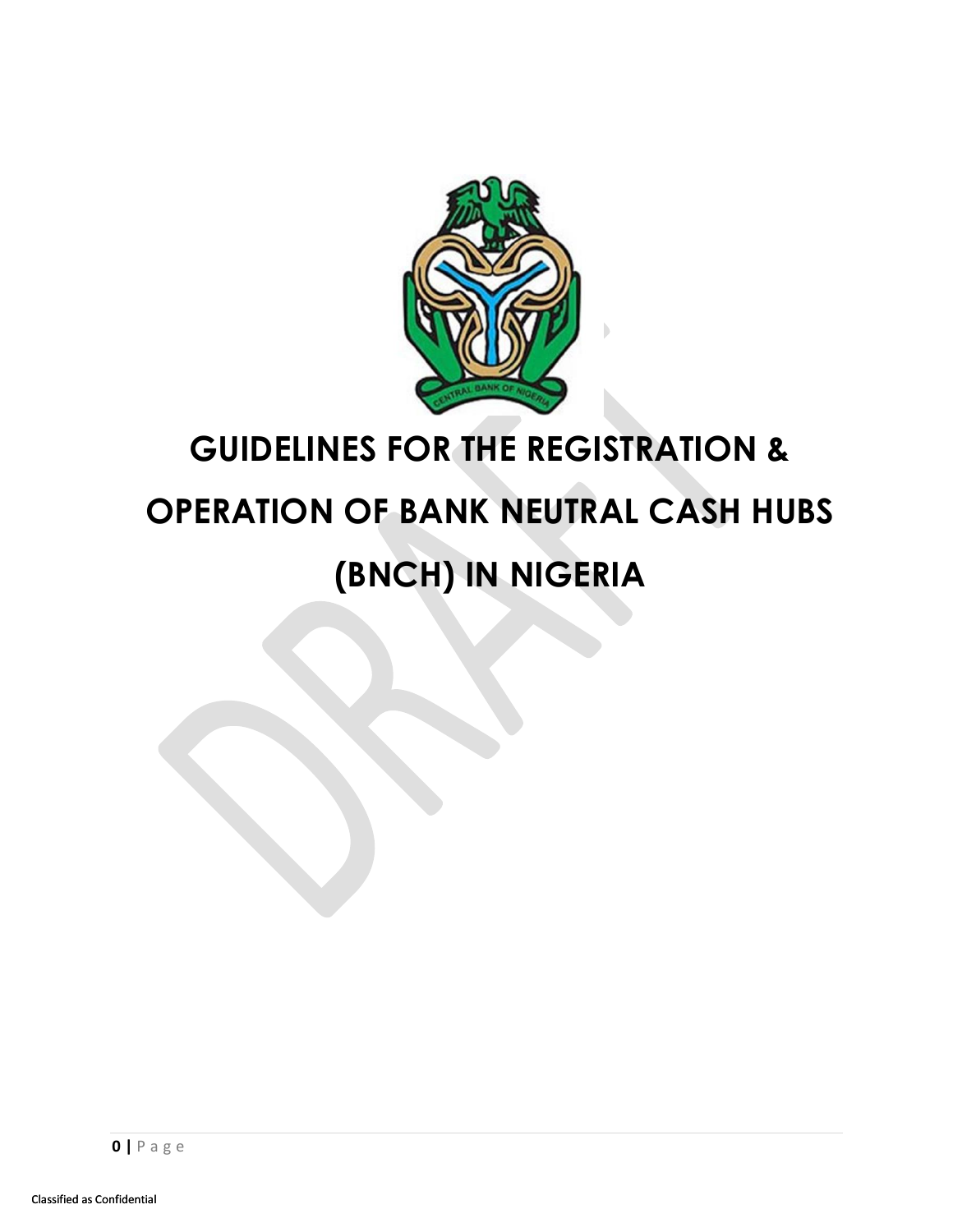# GUIDELINES FOR THE REGISTRATION & OPERATION OF BANK NEUTRAL CASH HUBS (BNCH) IN NIGERIA

Classified as Confidential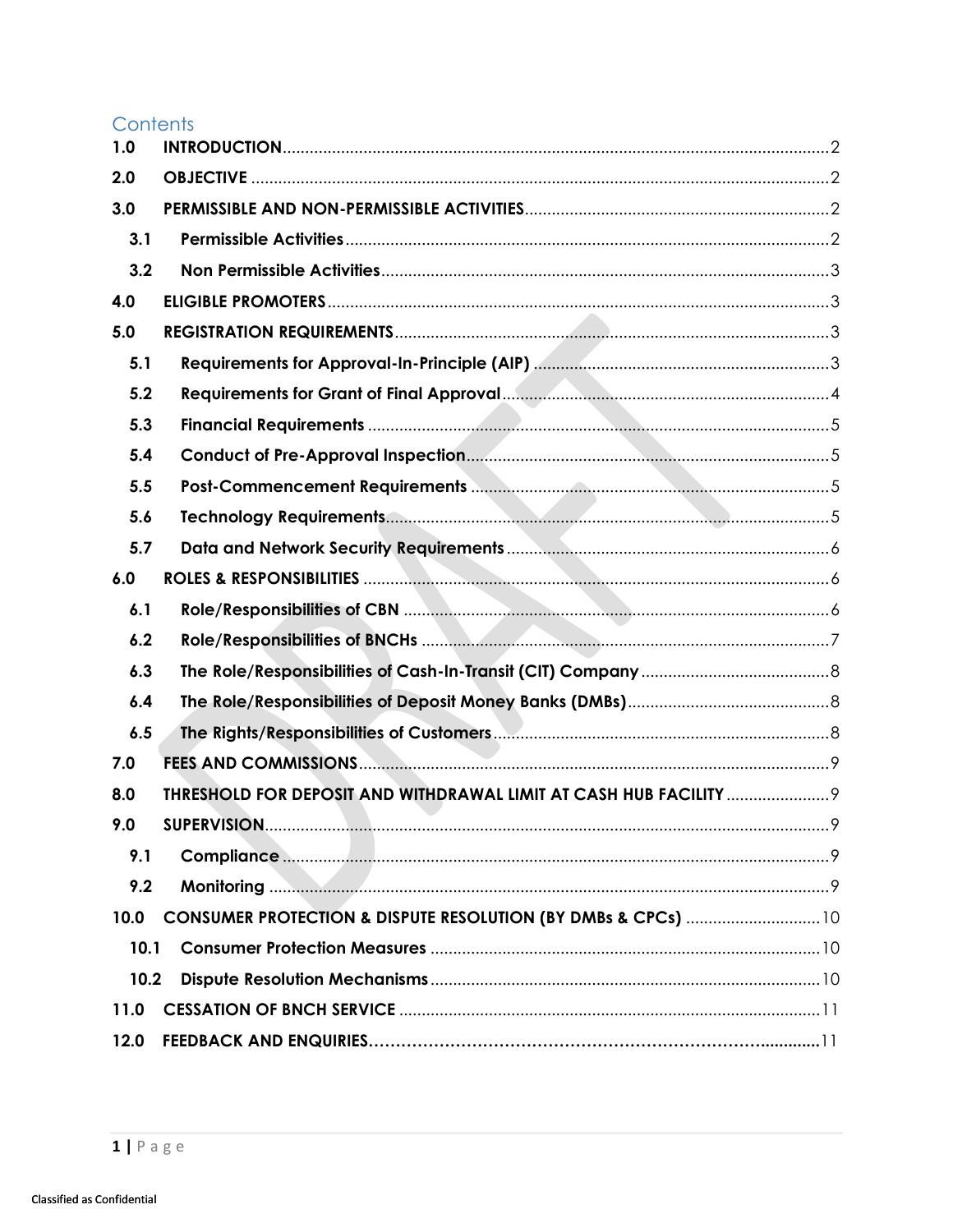## Contents

| | | |
|---|---|---|
| **1.0** | **INTRODUCTION** | 2 |
| **2.0** | **OBJECTIVE** | 2 |
| **3.0** | **PERMISSIBLE AND NON-PERMISSIBLE ACTIVITIES** | 2 |
| 3.1 | Permissible Activities | 2 |
| 3.2 | Non Permissible Activities | 3 |
| **4.0** | **ELIGIBLE PROMOTERS** | 3 |
| **5.0** | **REGISTRATION REQUIREMENTS** | 3 |
| 5.1 | Requirements for Approval-In-Principle (AIP) | 3 |
| 5.2 | Requirements for Grant of Final Approval | 4 |
| 5.3 | Financial Requirements | 5 |
| 5.4 | Conduct of Pre-Approval Inspection | 5 |
| 5.5 | Post-Commencement Requirements | 5 |
| 5.6 | Technology Requirements | 5 |
| 5.7 | Data and Network Security Requirements | 6 |
| **6.0** | **ROLES & RESPONSIBILITIES** | 6 |
| 6.1 | Role/Responsibilities of CBN | 6 |
| 6.2 | Role/Responsibilities of BNCHs | 7 |
| 6.3 | The Role/Responsibilities of Cash-In-Transit (CIT) Company | 8 |
| 6.4 | The Role/Responsibilities of Deposit Money Banks (DMBs) | 8 |
| 6.5 | The Rights/Responsibilities of Customers | 8 |
| **7.0** | **FEES AND COMMISSIONS** | 9 |
| **8.0** | **THRESHOLD FOR DEPOSIT AND WITHDRAWAL LIMIT AT CASH HUB FACILITY** | 9 |
| **9.0** | **SUPERVISION** | 9 |
| 9.1 | Compliance | 9 |
| 9.2 | Monitoring | 9 |
| **10.0** | **CONSUMER PROTECTION & DISPUTE RESOLUTION (BY DMBs & CPCs)** | 10 |
| 10.1 | Consumer Protection Measures | 10 |
| 10.2 | Dispute Resolution Mechanisms | 10 |
| **11.0** | **CESSATION OF BNCH SERVICE** | 11 |
| **12.0** | **FEEDBACK AND ENQUIRIES** | 11 |

Classified as Confidential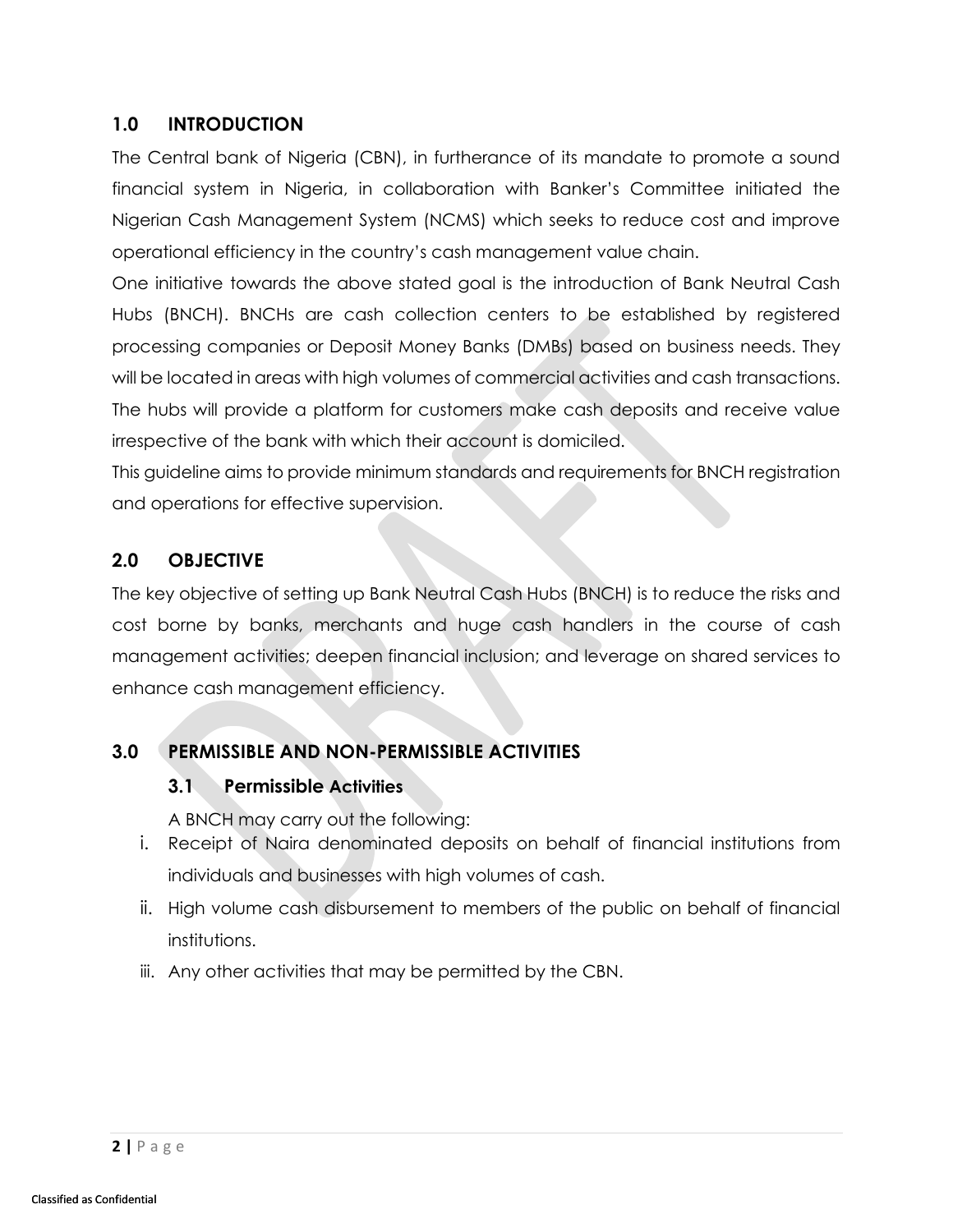## 1.0 INTRODUCTION

The Central bank of Nigeria (CBN), in furtherance of its mandate to promote a sound financial system in Nigeria, in collaboration with Banker's Committee initiated the Nigerian Cash Management System (NCMS) which seeks to reduce cost and improve operational efficiency in the country's cash management value chain.

One initiative towards the above stated goal is the introduction of Bank Neutral Cash Hubs (BNCH). BNCHs are cash collection centers to be established by registered processing companies or Deposit Money Banks (DMBs) based on business needs. They will be located in areas with high volumes of commercial activities and cash transactions. The hubs will provide a platform for customers make cash deposits and receive value irrespective of the bank with which their account is domiciled.

This guideline aims to provide minimum standards and requirements for BNCH registration and operations for effective supervision.

## 2.0 OBJECTIVE

The key objective of setting up Bank Neutral Cash Hubs (BNCH) is to reduce the risks and cost borne by banks, merchants and huge cash handlers in the course of cash management activities; deepen financial inclusion; and leverage on shared services to enhance cash management efficiency.

## 3.0 PERMISSIBLE AND NON-PERMISSIBLE ACTIVITIES

### 3.1 Permissible Activities

A BNCH may carry out the following:

i. Receipt of Naira denominated deposits on behalf of financial institutions from individuals and businesses with high volumes of cash.

ii. High volume cash disbursement to members of the public on behalf of financial institutions.

iii. Any other activities that may be permitted by the CBN.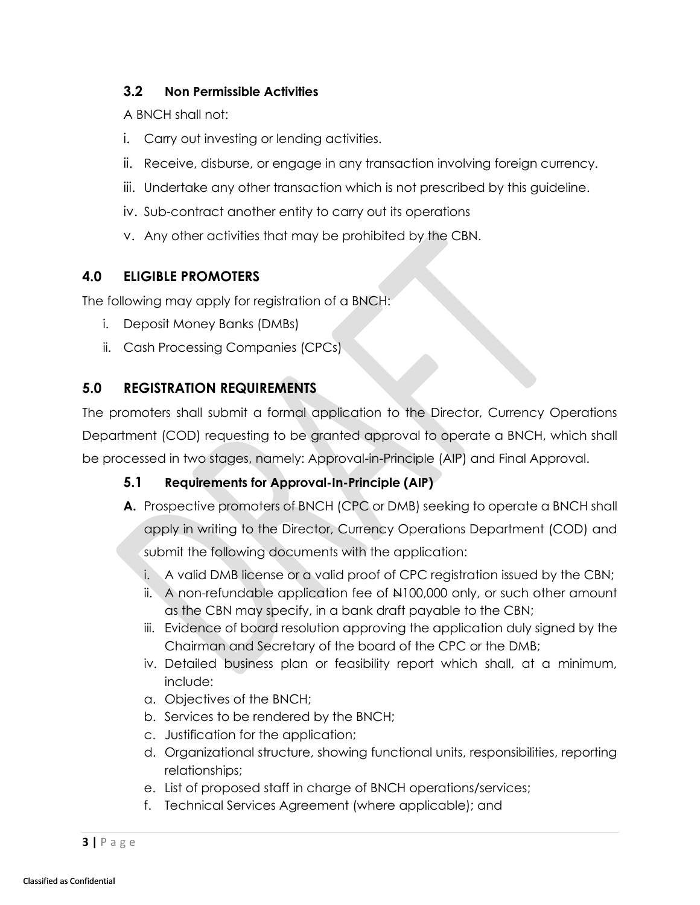### 3.2 Non Permissible Activities

A BNCH shall not:

i. Carry out investing or lending activities.

ii. Receive, disburse, or engage in any transaction involving foreign currency.

iii. Undertake any other transaction which is not prescribed by this guideline.

iv. Sub-contract another entity to carry out its operations

v. Any other activities that may be prohibited by the CBN.

## 4.0 ELIGIBLE PROMOTERS

The following may apply for registration of a BNCH:

i. Deposit Money Banks (DMBs)

ii. Cash Processing Companies (CPCs)

## 5.0 REGISTRATION REQUIREMENTS

The promoters shall submit a formal application to the Director, Currency Operations Department (COD) requesting to be granted approval to operate a BNCH, which shall be processed in two stages, namely: Approval-in-Principle (AIP) and Final Approval.

### 5.1 Requirements for Approval-In-Principle (AIP)

**A.** Prospective promoters of BNCH (CPC or DMB) seeking to operate a BNCH shall apply in writing to the Director, Currency Operations Department (COD) and submit the following documents with the application:

i. A valid DMB license or a valid proof of CPC registration issued by the CBN;

ii. A non-refundable application fee of ₦100,000 only, or such other amount as the CBN may specify, in a bank draft payable to the CBN;

iii. Evidence of board resolution approving the application duly signed by the Chairman and Secretary of the board of the CPC or the DMB;

iv. Detailed business plan or feasibility report which shall, at a minimum, include:

a. Objectives of the BNCH;

b. Services to be rendered by the BNCH;

c. Justification for the application;

d. Organizational structure, showing functional units, responsibilities, reporting relationships;

e. List of proposed staff in charge of BNCH operations/services;

f. Technical Services Agreement (where applicable); and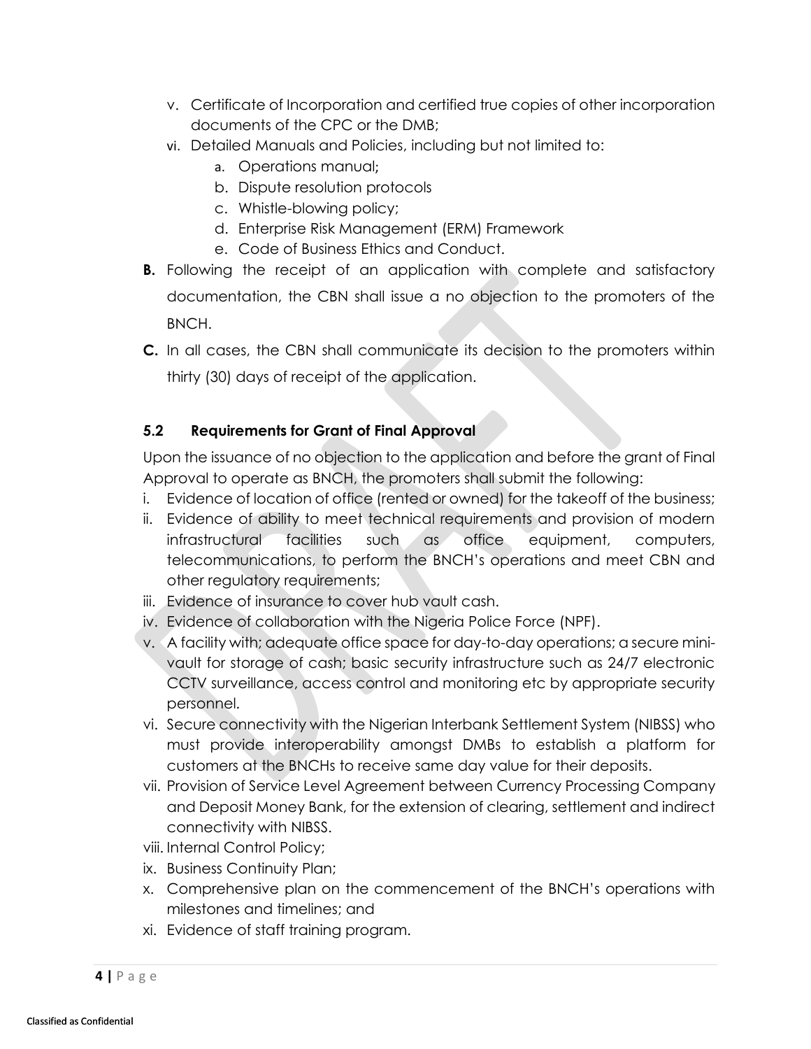v. Certificate of Incorporation and certified true copies of other incorporation documents of the CPC or the DMB;
vi. Detailed Manuals and Policies, including but not limited to:
    a. Operations manual;
    b. Dispute resolution protocols
    c. Whistle-blowing policy;
    d. Enterprise Risk Management (ERM) Framework
    e. Code of Business Ethics and Conduct.

**B.** Following the receipt of an application with complete and satisfactory documentation, the CBN shall issue a no objection to the promoters of the BNCH.

**C.** In all cases, the CBN shall communicate its decision to the promoters within thirty (30) days of receipt of the application.

### 5.2 Requirements for Grant of Final Approval

Upon the issuance of no objection to the application and before the grant of Final Approval to operate as BNCH, the promoters shall submit the following:

i. Evidence of location of office (rented or owned) for the takeoff of the business;
ii. Evidence of ability to meet technical requirements and provision of modern infrastructural facilities such as office equipment, computers, telecommunications, to perform the BNCH's operations and meet CBN and other regulatory requirements;
iii. Evidence of insurance to cover hub vault cash.
iv. Evidence of collaboration with the Nigeria Police Force (NPF).
v. A facility with; adequate office space for day-to-day operations; a secure mini-vault for storage of cash; basic security infrastructure such as 24/7 electronic CCTV surveillance, access control and monitoring etc by appropriate security personnel.
vi. Secure connectivity with the Nigerian Interbank Settlement System (NIBSS) who must provide interoperability amongst DMBs to establish a platform for customers at the BNCHs to receive same day value for their deposits.
vii. Provision of Service Level Agreement between Currency Processing Company and Deposit Money Bank, for the extension of clearing, settlement and indirect connectivity with NIBSS.
viii. Internal Control Policy;
ix. Business Continuity Plan;
x. Comprehensive plan on the commencement of the BNCH's operations with milestones and timelines; and
xi. Evidence of staff training program.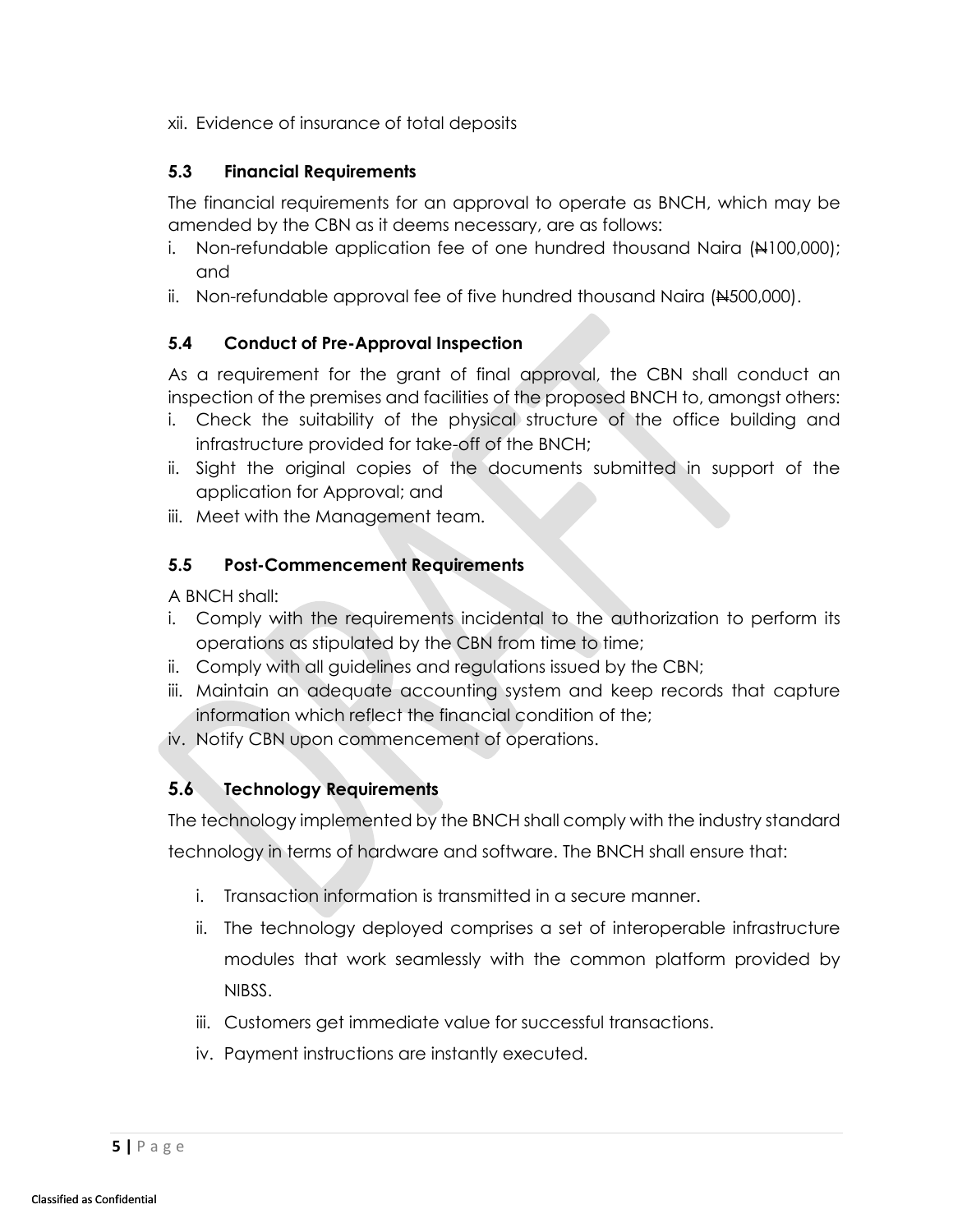xii. Evidence of insurance of total deposits

### 5.3 Financial Requirements

The financial requirements for an approval to operate as BNCH, which may be amended by the CBN as it deems necessary, are as follows:

i. Non-refundable application fee of one hundred thousand Naira (₦100,000); and
ii. Non-refundable approval fee of five hundred thousand Naira (₦500,000).

### 5.4 Conduct of Pre-Approval Inspection

As a requirement for the grant of final approval, the CBN shall conduct an inspection of the premises and facilities of the proposed BNCH to, amongst others:

i. Check the suitability of the physical structure of the office building and infrastructure provided for take-off of the BNCH;
ii. Sight the original copies of the documents submitted in support of the application for Approval; and
iii. Meet with the Management team.

### 5.5 Post-Commencement Requirements

A BNCH shall:

i. Comply with the requirements incidental to the authorization to perform its operations as stipulated by the CBN from time to time;
ii. Comply with all guidelines and regulations issued by the CBN;
iii. Maintain an adequate accounting system and keep records that capture information which reflect the financial condition of the;
iv. Notify CBN upon commencement of operations.

### 5.6 Technology Requirements

The technology implemented by the BNCH shall comply with the industry standard technology in terms of hardware and software. The BNCH shall ensure that:

i. Transaction information is transmitted in a secure manner.
ii. The technology deployed comprises a set of interoperable infrastructure modules that work seamlessly with the common platform provided by NIBSS.
iii. Customers get immediate value for successful transactions.
iv. Payment instructions are instantly executed.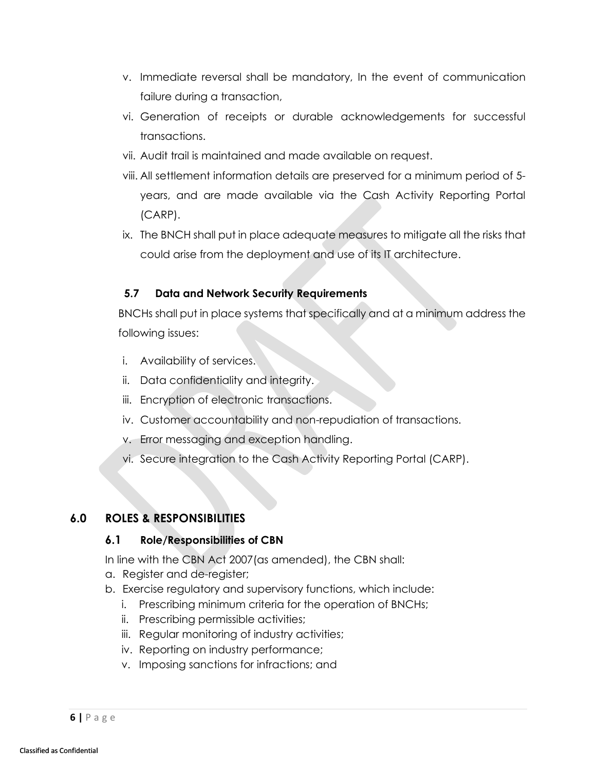v. Immediate reversal shall be mandatory, In the event of communication failure during a transaction,
vi. Generation of receipts or durable acknowledgements for successful transactions.
vii. Audit trail is maintained and made available on request.
viii. All settlement information details are preserved for a minimum period of 5-years, and are made available via the Cash Activity Reporting Portal (CARP).
ix. The BNCH shall put in place adequate measures to mitigate all the risks that could arise from the deployment and use of its IT architecture.

### 5.7 Data and Network Security Requirements

BNCHs shall put in place systems that specifically and at a minimum address the following issues:

i. Availability of services.
ii. Data confidentiality and integrity.
iii. Encryption of electronic transactions.
iv. Customer accountability and non-repudiation of transactions.
v. Error messaging and exception handling.
vi. Secure integration to the Cash Activity Reporting Portal (CARP).

## 6.0 ROLES & RESPONSIBILITIES

### 6.1 Role/Responsibilities of CBN

In line with the CBN Act 2007(as amended), the CBN shall:

a. Register and de-register;
b. Exercise regulatory and supervisory functions, which include:
   i. Prescribing minimum criteria for the operation of BNCHs;
   ii. Prescribing permissible activities;
   iii. Regular monitoring of industry activities;
   iv. Reporting on industry performance;
   v. Imposing sanctions for infractions; and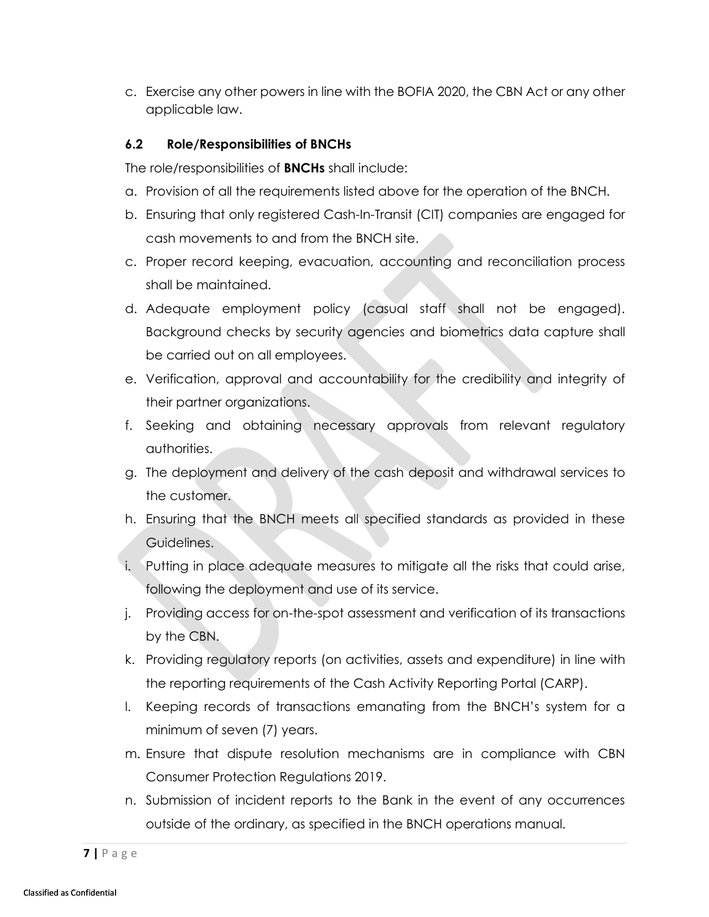c. Exercise any other powers in line with the BOFIA 2020, the CBN Act or any other applicable law.

### 6.2 Role/Responsibilities of BNCHs

The role/responsibilities of **BNCHs** shall include:

a. Provision of all the requirements listed above for the operation of the BNCH.

b. Ensuring that only registered Cash-In-Transit (CIT) companies are engaged for cash movements to and from the BNCH site.

c. Proper record keeping, evacuation, accounting and reconciliation process shall be maintained.

d. Adequate employment policy (casual staff shall not be engaged). Background checks by security agencies and biometrics data capture shall be carried out on all employees.

e. Verification, approval and accountability for the credibility and integrity of their partner organizations.

f. Seeking and obtaining necessary approvals from relevant regulatory authorities.

g. The deployment and delivery of the cash deposit and withdrawal services to the customer.

h. Ensuring that the BNCH meets all specified standards as provided in these Guidelines.

i. Putting in place adequate measures to mitigate all the risks that could arise, following the deployment and use of its service.

j. Providing access for on-the-spot assessment and verification of its transactions by the CBN.

k. Providing regulatory reports (on activities, assets and expenditure) in line with the reporting requirements of the Cash Activity Reporting Portal (CARP).

l. Keeping records of transactions emanating from the BNCH's system for a minimum of seven (7) years.

m. Ensure that dispute resolution mechanisms are in compliance with CBN Consumer Protection Regulations 2019.

n. Submission of incident reports to the Bank in the event of any occurrences outside of the ordinary, as specified in the BNCH operations manual.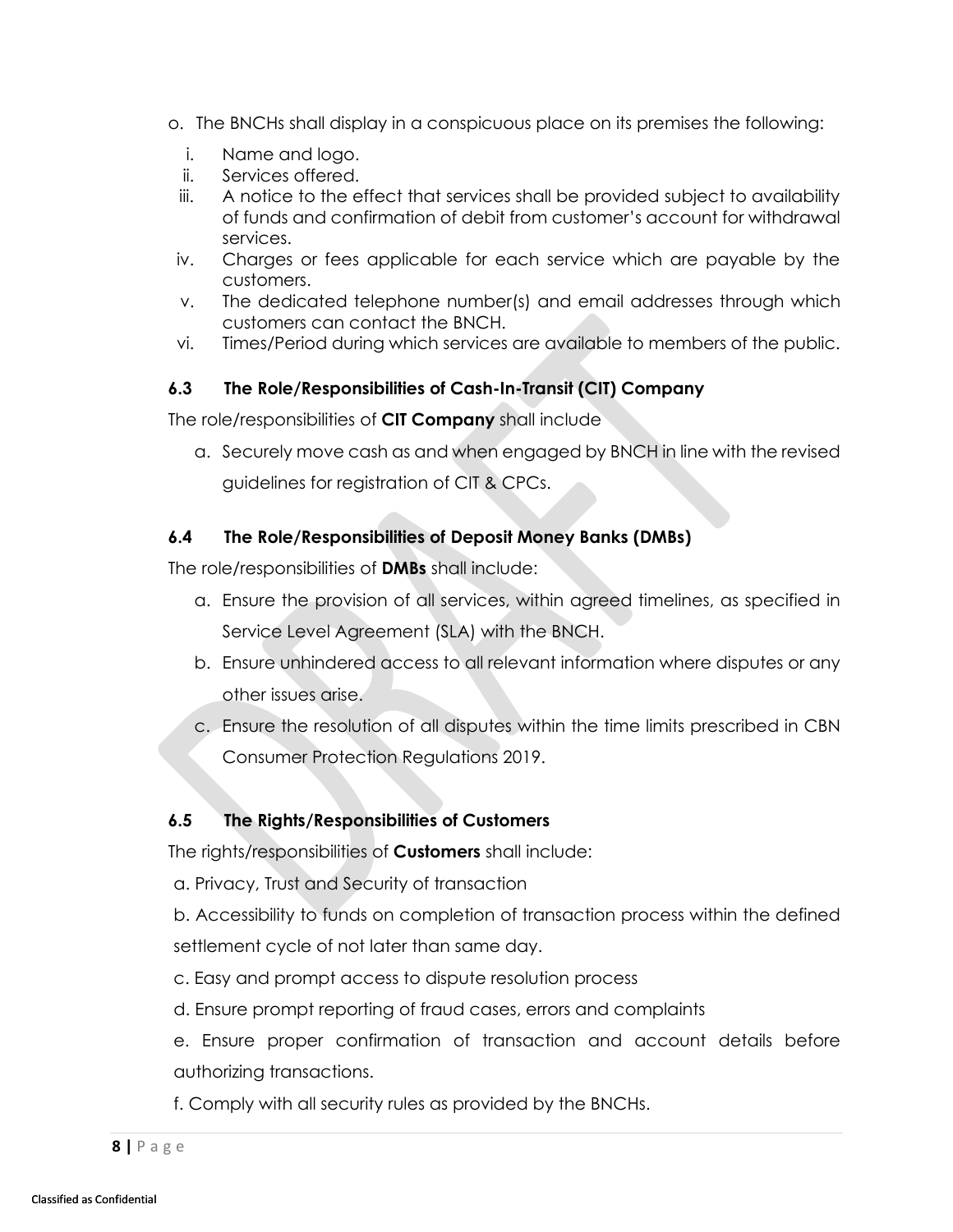o. The BNCHs shall display in a conspicuous place on its premises the following:

  i. Name and logo.
  ii. Services offered.
  iii. A notice to the effect that services shall be provided subject to availability of funds and confirmation of debit from customer's account for withdrawal services.
  iv. Charges or fees applicable for each service which are payable by the customers.
  v. The dedicated telephone number(s) and email addresses through which customers can contact the BNCH.
  vi. Times/Period during which services are available to members of the public.

### 6.3 The Role/Responsibilities of Cash-In-Transit (CIT) Company

The role/responsibilities of **CIT Company** shall include

a. Securely move cash as and when engaged by BNCH in line with the revised guidelines for registration of CIT & CPCs.

### 6.4 The Role/Responsibilities of Deposit Money Banks (DMBs)

The role/responsibilities of **DMBs** shall include:

a. Ensure the provision of all services, within agreed timelines, as specified in Service Level Agreement (SLA) with the BNCH.

b. Ensure unhindered access to all relevant information where disputes or any other issues arise.

c. Ensure the resolution of all disputes within the time limits prescribed in CBN Consumer Protection Regulations 2019.

### 6.5 The Rights/Responsibilities of Customers

The rights/responsibilities of **Customers** shall include:

a. Privacy, Trust and Security of transaction

b. Accessibility to funds on completion of transaction process within the defined settlement cycle of not later than same day.

c. Easy and prompt access to dispute resolution process

d. Ensure prompt reporting of fraud cases, errors and complaints

e. Ensure proper confirmation of transaction and account details before authorizing transactions.

f. Comply with all security rules as provided by the BNCHs.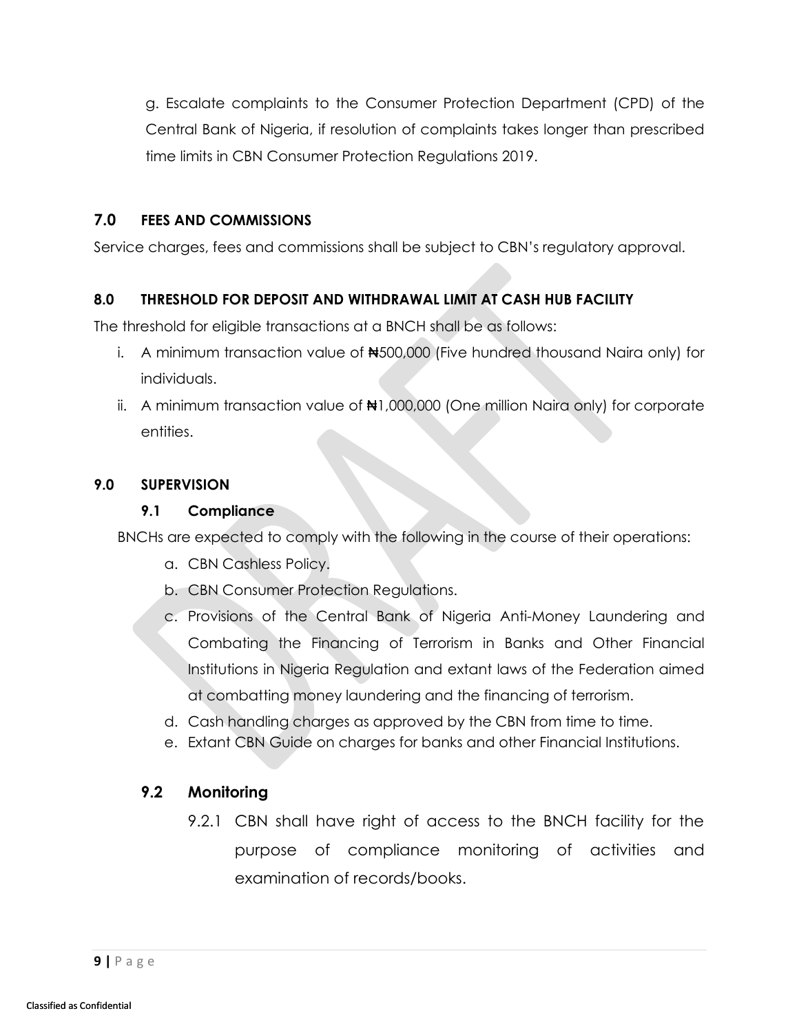g. Escalate complaints to the Consumer Protection Department (CPD) of the Central Bank of Nigeria, if resolution of complaints takes longer than prescribed time limits in CBN Consumer Protection Regulations 2019.

## 7.0 FEES AND COMMISSIONS

Service charges, fees and commissions shall be subject to CBN's regulatory approval.

## 8.0 THRESHOLD FOR DEPOSIT AND WITHDRAWAL LIMIT AT CASH HUB FACILITY

The threshold for eligible transactions at a BNCH shall be as follows:

i. A minimum transaction value of ₦500,000 (Five hundred thousand Naira only) for individuals.
ii. A minimum transaction value of ₦1,000,000 (One million Naira only) for corporate entities.

## 9.0 SUPERVISION

### 9.1 Compliance

BNCHs are expected to comply with the following in the course of their operations:

a. CBN Cashless Policy.
b. CBN Consumer Protection Regulations.
c. Provisions of the Central Bank of Nigeria Anti-Money Laundering and Combating the Financing of Terrorism in Banks and Other Financial Institutions in Nigeria Regulation and extant laws of the Federation aimed at combatting money laundering and the financing of terrorism.
d. Cash handling charges as approved by the CBN from time to time.
e. Extant CBN Guide on charges for banks and other Financial Institutions.

### 9.2 Monitoring

9.2.1 CBN shall have right of access to the BNCH facility for the purpose of compliance monitoring of activities and examination of records/books.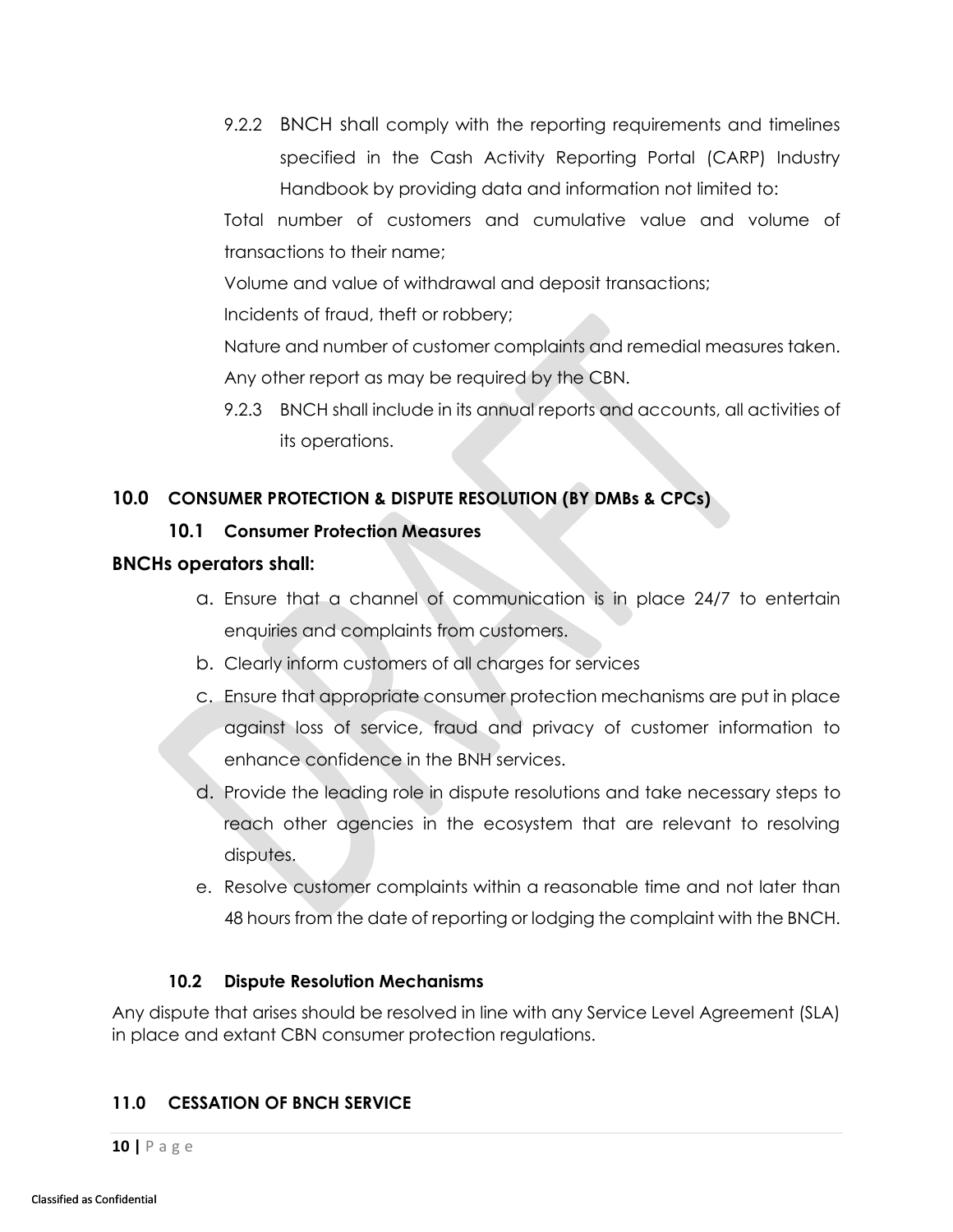9.2.2 BNCH shall comply with the reporting requirements and timelines specified in the Cash Activity Reporting Portal (CARP) Industry Handbook by providing data and information not limited to:

Total number of customers and cumulative value and volume of transactions to their name;

Volume and value of withdrawal and deposit transactions;

Incidents of fraud, theft or robbery;

Nature and number of customer complaints and remedial measures taken.

Any other report as may be required by the CBN.

9.2.3 BNCH shall include in its annual reports and accounts, all activities of its operations.

## 10.0 CONSUMER PROTECTION & DISPUTE RESOLUTION (BY DMBs & CPCs)

### 10.1 Consumer Protection Measures

**BNCHs operators shall:**

a. Ensure that a channel of communication is in place 24/7 to entertain enquiries and complaints from customers.
b. Clearly inform customers of all charges for services
c. Ensure that appropriate consumer protection mechanisms are put in place against loss of service, fraud and privacy of customer information to enhance confidence in the BNH services.
d. Provide the leading role in dispute resolutions and take necessary steps to reach other agencies in the ecosystem that are relevant to resolving disputes.
e. Resolve customer complaints within a reasonable time and not later than 48 hours from the date of reporting or lodging the complaint with the BNCH.

### 10.2 Dispute Resolution Mechanisms

Any dispute that arises should be resolved in line with any Service Level Agreement (SLA) in place and extant CBN consumer protection regulations.

## 11.0 CESSATION OF BNCH SERVICE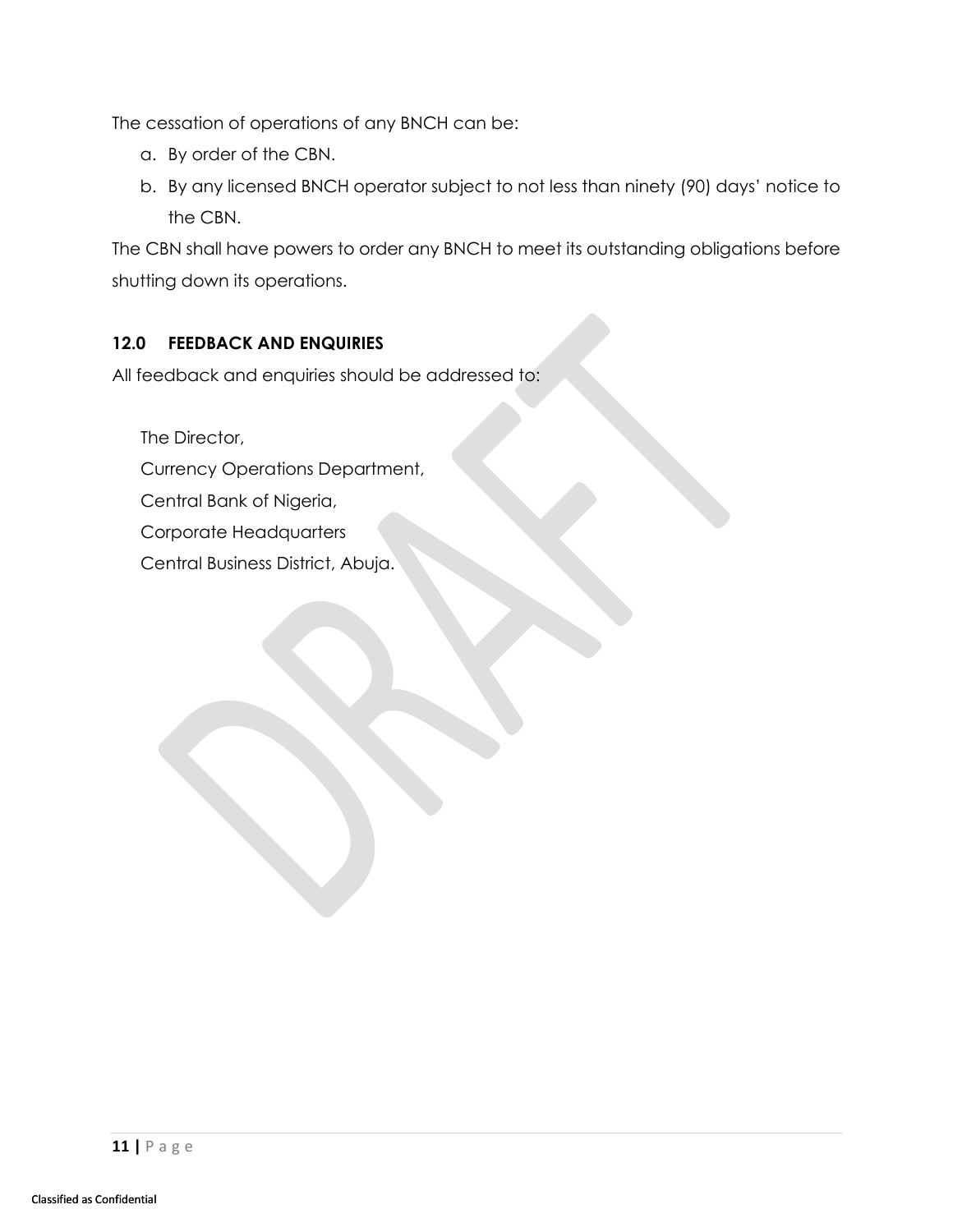The cessation of operations of any BNCH can be:

a. By order of the CBN.
b. By any licensed BNCH operator subject to not less than ninety (90) days' notice to the CBN.

The CBN shall have powers to order any BNCH to meet its outstanding obligations before shutting down its operations.

## 12.0 FEEDBACK AND ENQUIRIES

All feedback and enquiries should be addressed to:

The Director,
Currency Operations Department,
Central Bank of Nigeria,
Corporate Headquarters
Central Business District, Abuja.